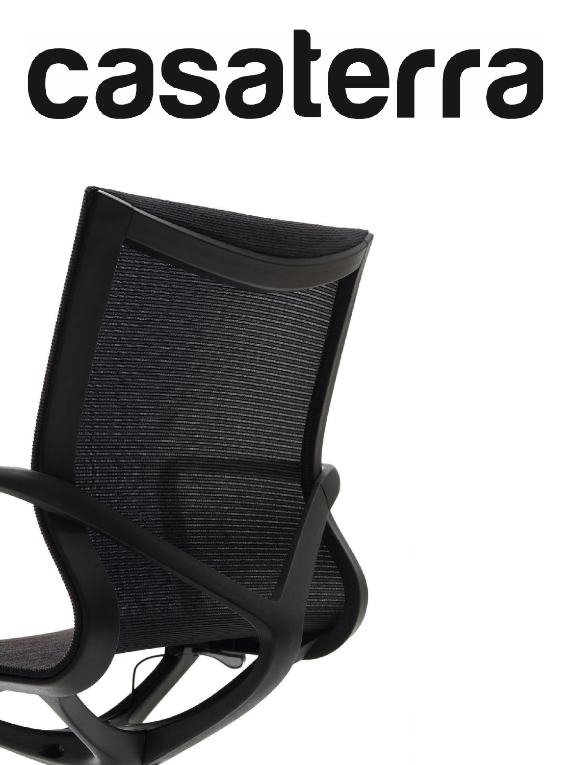# casaterra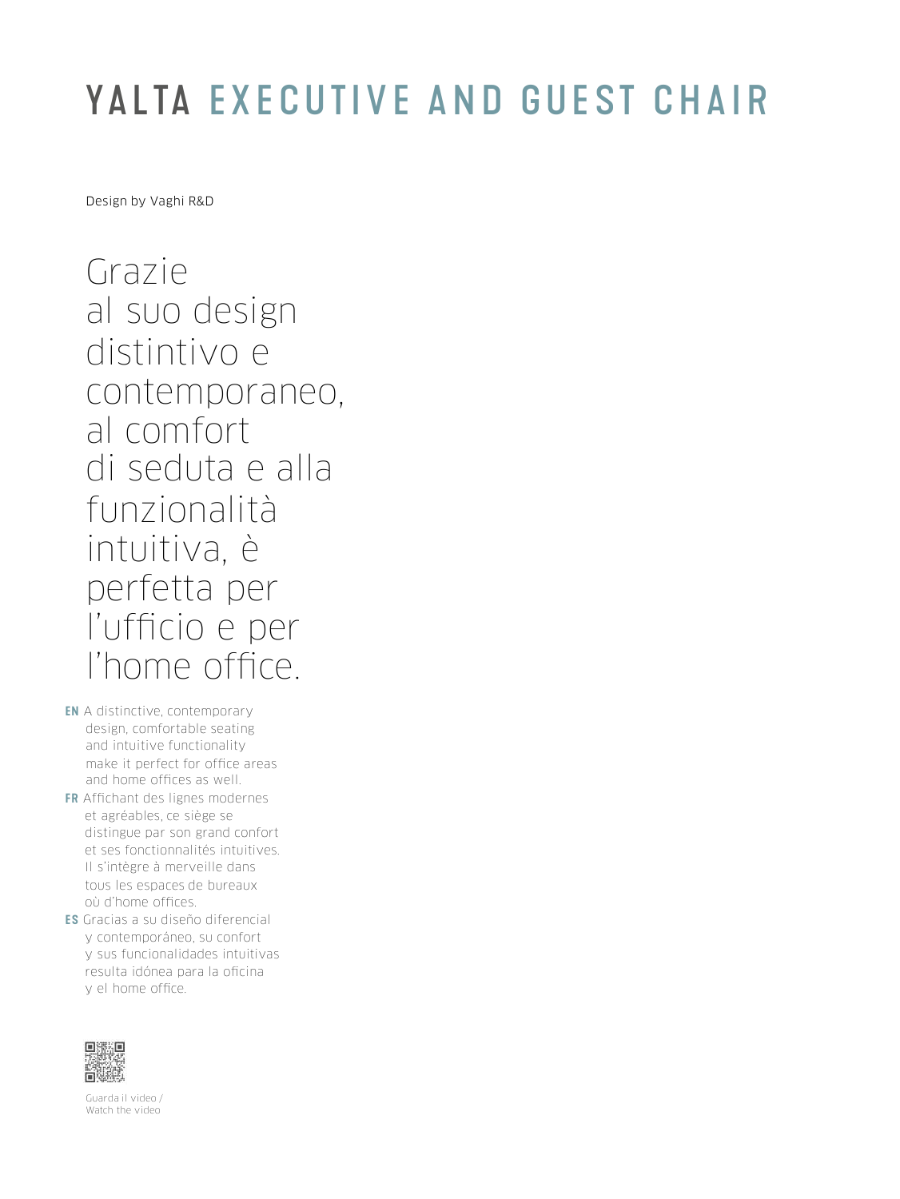# YALTA EXECUTIVE AND GUEST CHAIR

Design by Vaghi R&D

Grazie al suo design distintivo e contemporaneo, al comfort di seduta e alla funzionalità intuitiva, è perfetta per l'ufficio e per l'home office.

**EN** A distinctive, contemporary design, comfortable seating and intuitive functionality make it perfect for office areas and home offices as well.

**FR** Affichant des lignes modernes et agréables, ce siège se distingue par son grand confort et ses fonctionnalités intuitives. Il s'intègre à merveille dans tous les espaces de bureaux où d'home offices.

**ES** Gracias a su diseño diferencial y contemporáneo, su confort y sus funcionalidades intuitivas resulta idónea para la oficina y el home office.

Guarda il video /
Watch the video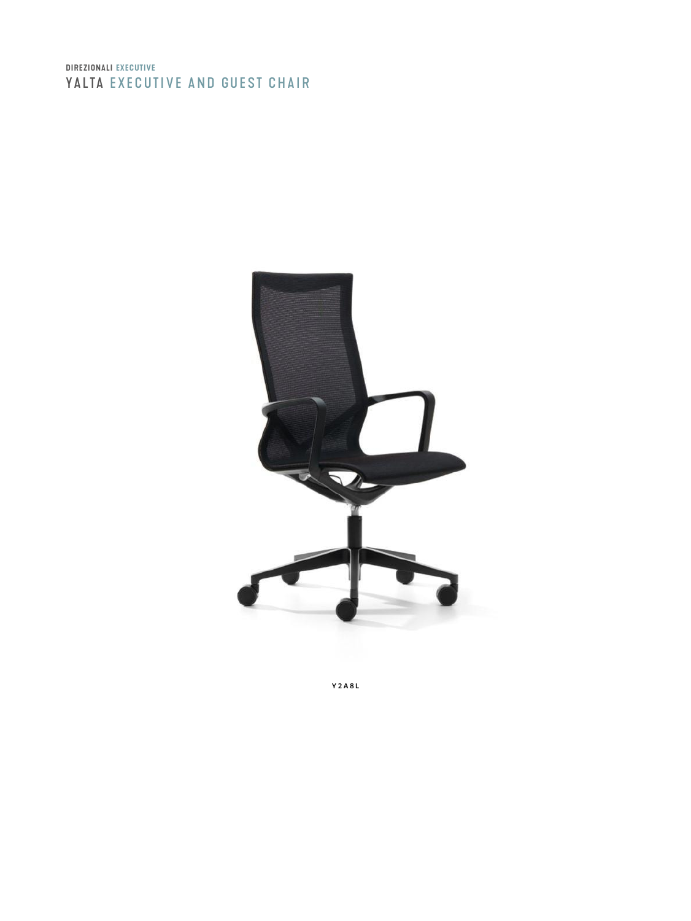DIREZIONALI **EXECUTIVE**

# YALTA EXECUTIVE AND GUEST CHAIR

Y2A8L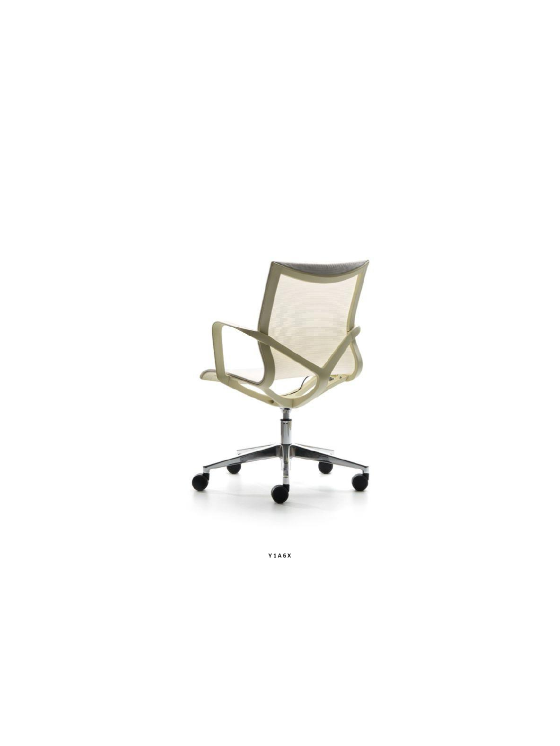Y1A6X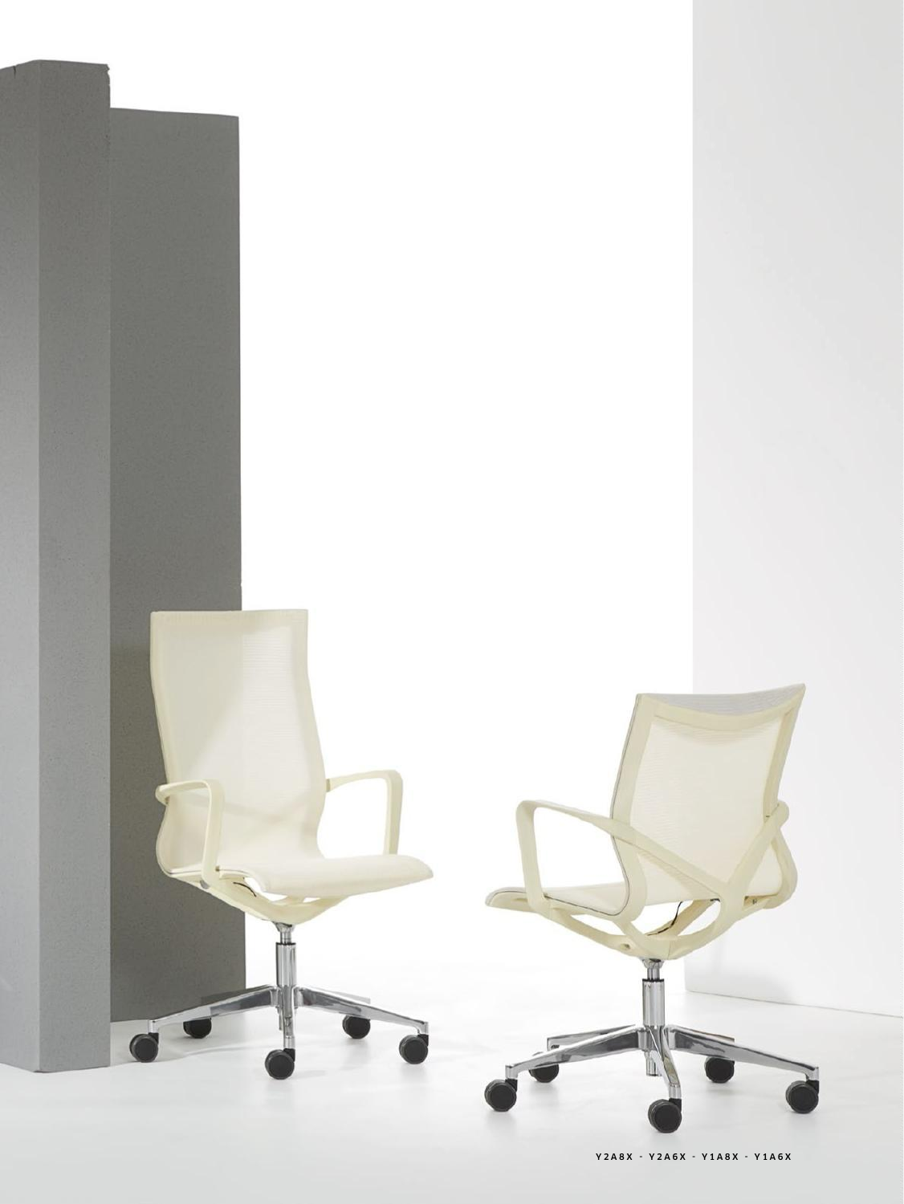Y2A8X - Y2A6X - Y1A8X - Y1A6X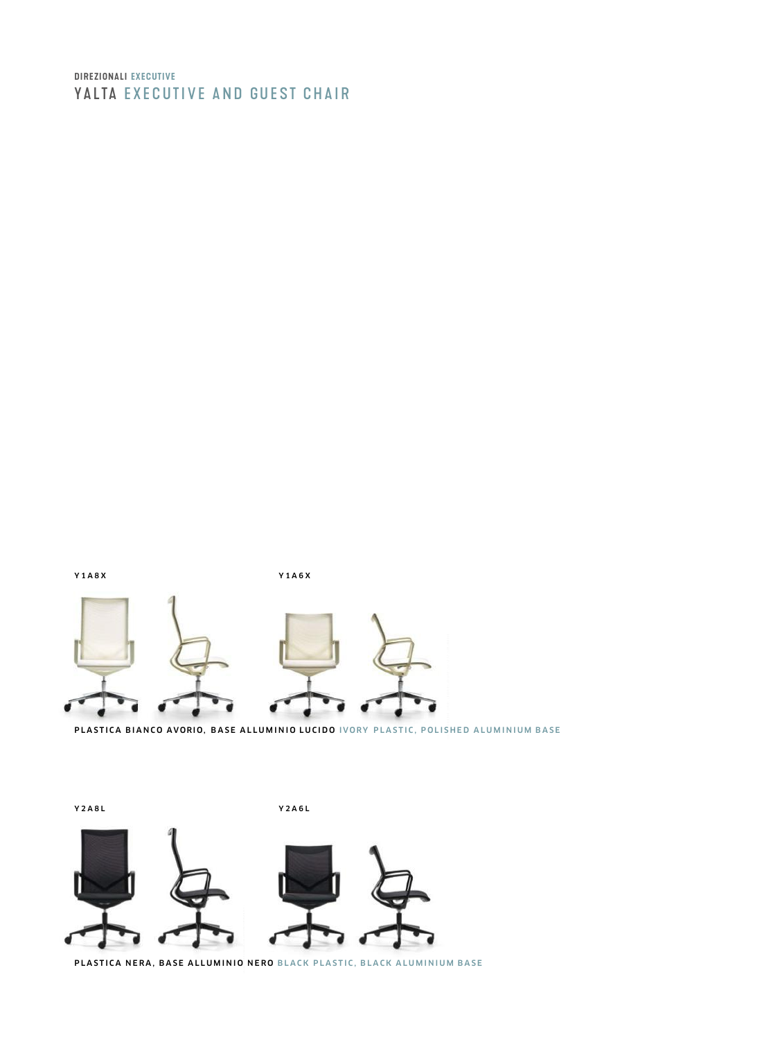**DIREZIONALI** EXECUTIVE

# YALTA EXECUTIVE AND GUEST CHAIR

Y1A8X

Y1A6X

PLASTICA BIANCO AVORIO, BASE ALLUMINIO LUCIDO IVORY PLASTIC, POLISHED ALUMINIUM BASE

Y2A8L

Y2A6L

PLASTICA NERA, BASE ALLUMINIO NERO BLACK PLASTIC, BLACK ALUMINIUM BASE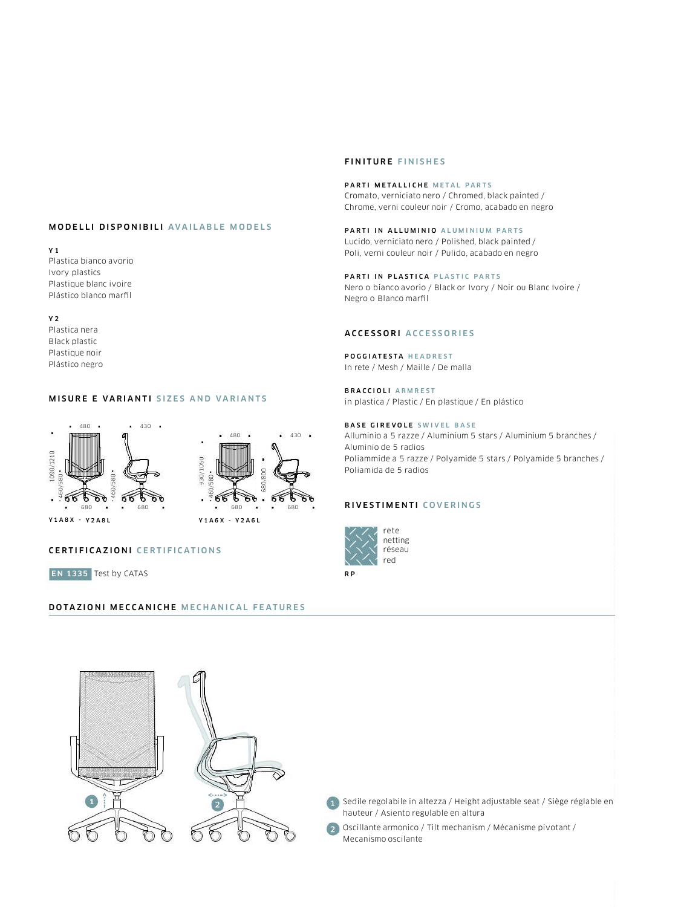## MODELLI DISPONIBILI AVAILABLE MODELS

**Y1**
Plastica bianco avorio
Ivory plastics
Plastique blanc ivoire
Plástico blanco marfil

**Y2**
Plastica nera
Black plastic
Plastique noir
Plástico negro

## MISURE E VARIANTI SIZES AND VARIANTS

**Y1A8X - Y2A8L**

480 · 430 · 1090/1210 · 460/580 · 460/580 · 680 · 680

**Y1A6X - Y2A6L**

480 · 430 · 930/1050 · 460/580 · 680/800 · 680 · 680

## CERTIFICAZIONI CERTIFICATIONS

**EN 1335** Test by CATAS

## FINITURE FINISHES

**PARTI METALLICHE METAL PARTS**
Cromato, verniciato nero / Chromed, black painted / Chrome, verni couleur noir / Cromo, acabado en negro

**PARTI IN ALLUMINIO ALUMINIUM PARTS**
Lucido, verniciato nero / Polished, black painted / Poli, verni couleur noir / Pulido, acabado en negro

**PARTI IN PLASTICA PLASTIC PARTS**
Nero o bianco avorio / Black or Ivory / Noir ou Blanc Ivoire / Negro o Blanco marfil

## ACCESSORI ACCESSORIES

**POGGIATESTA HEADREST**
In rete / Mesh / Maille / De malla

**BRACCIOLI ARMREST**
in plastica / Plastic / En plastique / En plástico

**BASE GIREVOLE SWIVEL BASE**
Alluminio a 5 razze / Aluminium 5 stars / Aluminium 5 branches / Aluminio de 5 radios
Poliammide a 5 razze / Polyamide 5 stars / Polyamide 5 branches / Poliamida de 5 radios

## RIVESTIMENTI COVERINGS

rete
netting
réseau
red

**RP**

## DOTAZIONI MECCANICHE MECHANICAL FEATURES

1. Sedile regolabile in altezza / Height adjustable seat / Siège réglable en hauteur / Asiento regulable en altura
2. Oscillante armonico / Tilt mechanism / Mécanisme pivotant / Mecanismo oscilante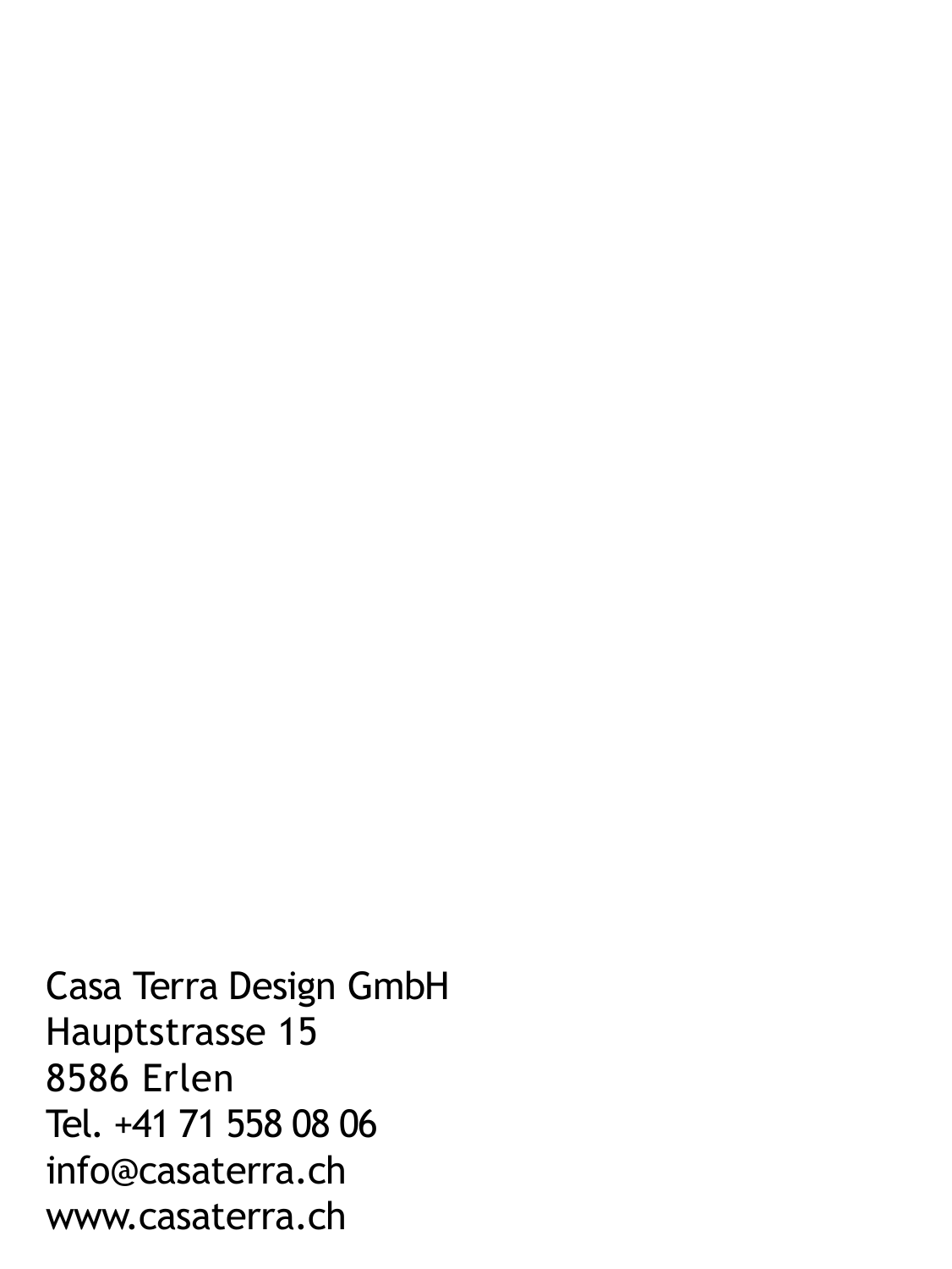Casa Terra Design GmbH
Hauptstrasse 15
8586 Erlen
Tel. +41 71 558 08 06
info@casaterra.ch
www.casaterra.ch